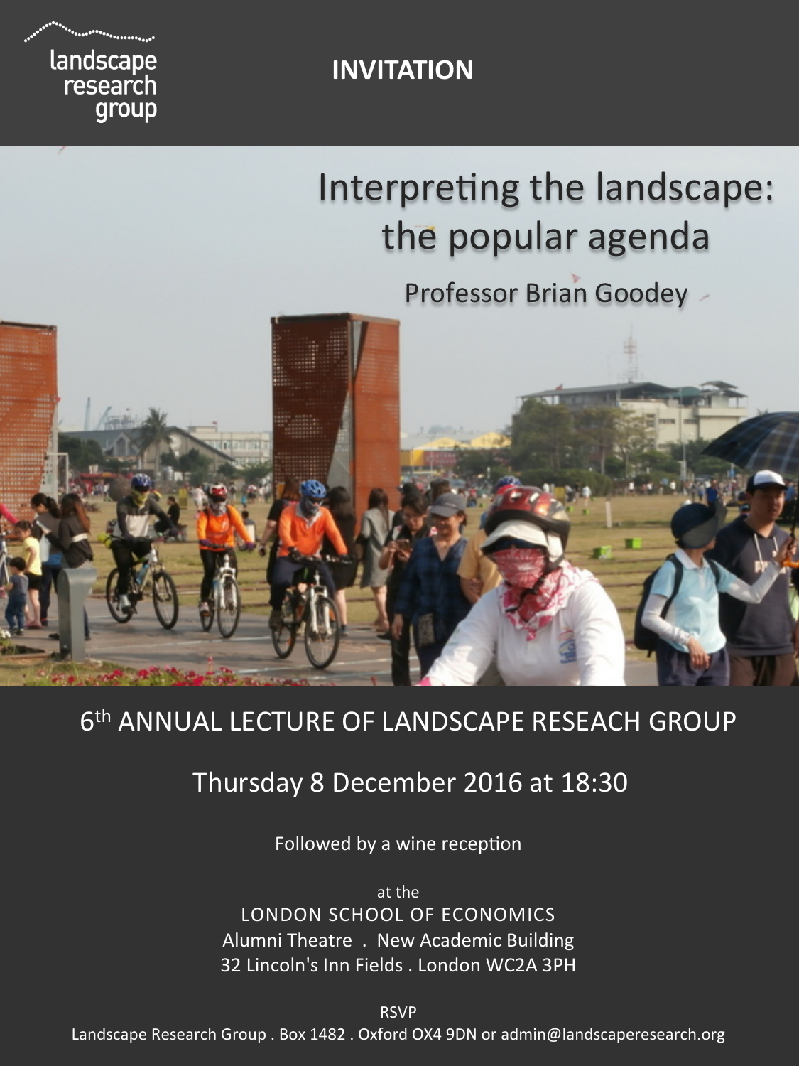landscape research group

# INVITATION

# Interpreting the landscape: the popular agenda

## Professor Brian Goodey

6th ANNUAL LECTURE OF LANDSCAPE RESEACH GROUP

Thursday 8 December 2016 at 18:30

Followed by a wine reception

at the
LONDON SCHOOL OF ECONOMICS
Alumni Theatre . New Academic Building
32 Lincoln's Inn Fields . London WC2A 3PH

RSVP
Landscape Research Group . Box 1482 . Oxford OX4 9DN or admin@landscaperesearch.org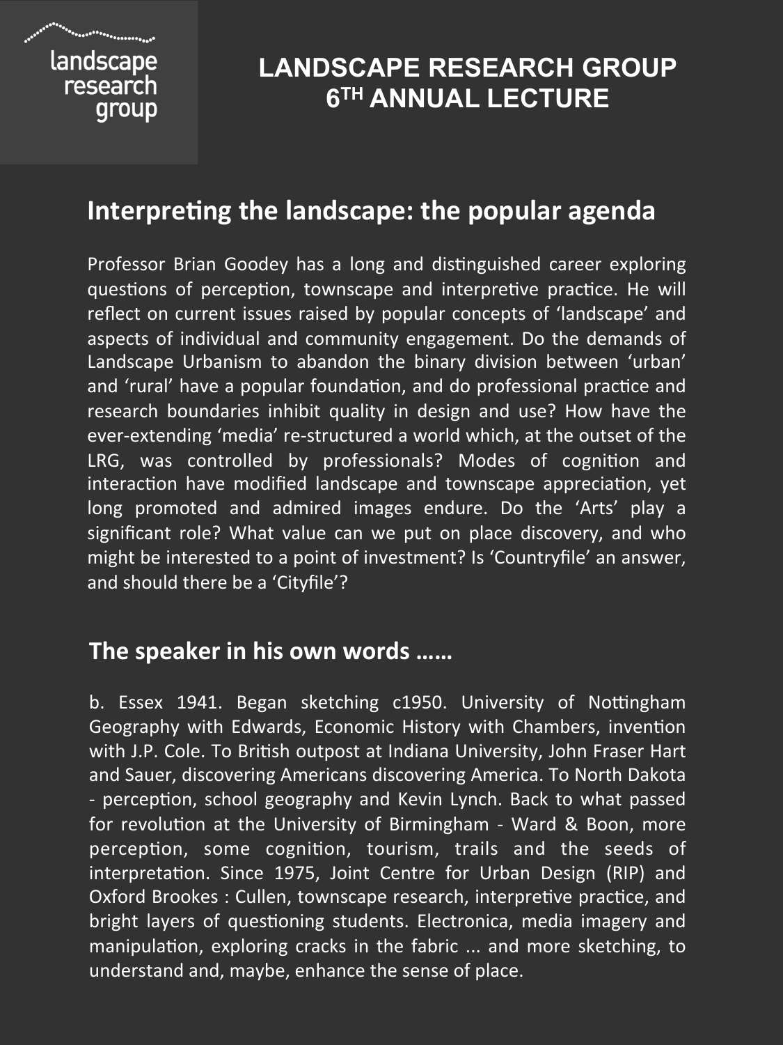landscape research group

# LANDSCAPE RESEARCH GROUP 6TH ANNUAL LECTURE

## Interpreting the landscape: the popular agenda

Professor Brian Goodey has a long and distinguished career exploring questions of perception, townscape and interpretive practice. He will reflect on current issues raised by popular concepts of 'landscape' and aspects of individual and community engagement. Do the demands of Landscape Urbanism to abandon the binary division between 'urban' and 'rural' have a popular foundation, and do professional practice and research boundaries inhibit quality in design and use? How have the ever-extending 'media' re-structured a world which, at the outset of the LRG, was controlled by professionals? Modes of cognition and interaction have modified landscape and townscape appreciation, yet long promoted and admired images endure. Do the 'Arts' play a significant role? What value can we put on place discovery, and who might be interested to a point of investment? Is 'Countryfile' an answer, and should there be a 'Cityfile'?

## The speaker in his own words ……

b. Essex 1941. Began sketching c1950. University of Nottingham Geography with Edwards, Economic History with Chambers, invention with J.P. Cole. To British outpost at Indiana University, John Fraser Hart and Sauer, discovering Americans discovering America. To North Dakota - perception, school geography and Kevin Lynch. Back to what passed for revolution at the University of Birmingham - Ward & Boon, more perception, some cognition, tourism, trails and the seeds of interpretation. Since 1975, Joint Centre for Urban Design (RIP) and Oxford Brookes : Cullen, townscape research, interpretive practice, and bright layers of questioning students. Electronica, media imagery and manipulation, exploring cracks in the fabric ... and more sketching, to understand and, maybe, enhance the sense of place.